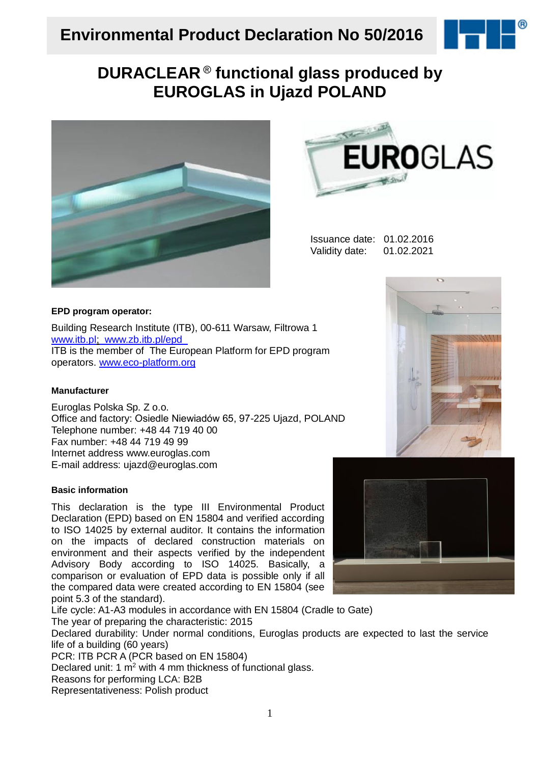# Environmental Product Declaration No 50/2016

## DURACLEAR® functional glass produced by EUROGLAS in Ujazd POLAND

Issuance date: 01.02.2016
Validity date: 01.02.2021

**EPD program operator:**

Building Research Institute (ITB), 00-611 Warsaw, Filtrowa 1
www.itb.pl; www.zb.itb.pl/epd
ITB is the member of The European Platform for EPD program operators. www.eco-platform.org

**Manufacturer**

Euroglas Polska Sp. Z o.o.
Office and factory: Osiedle Niewiadów 65, 97-225 Ujazd, POLAND
Telephone number: +48 44 719 40 00
Fax number: +48 44 719 49 99
Internet address www.euroglas.com
E-mail address: ujazd@euroglas.com

**Basic information**

This declaration is the type III Environmental Product Declaration (EPD) based on EN 15804 and verified according to ISO 14025 by external auditor. It contains the information on the impacts of declared construction materials on environment and their aspects verified by the independent Advisory Body according to ISO 14025. Basically, a comparison or evaluation of EPD data is possible only if all the compared data were created according to EN 15804 (see point 5.3 of the standard).
Life cycle: A1-A3 modules in accordance with EN 15804 (Cradle to Gate)
The year of preparing the characteristic: 2015
Declared durability: Under normal conditions, Euroglas products are expected to last the service life of a building (60 years)
PCR: ITB PCR A (PCR based on EN 15804)
Declared unit: 1 $m^2$ with 4 mm thickness of functional glass.
Reasons for performing LCA: B2B
Representativeness: Polish product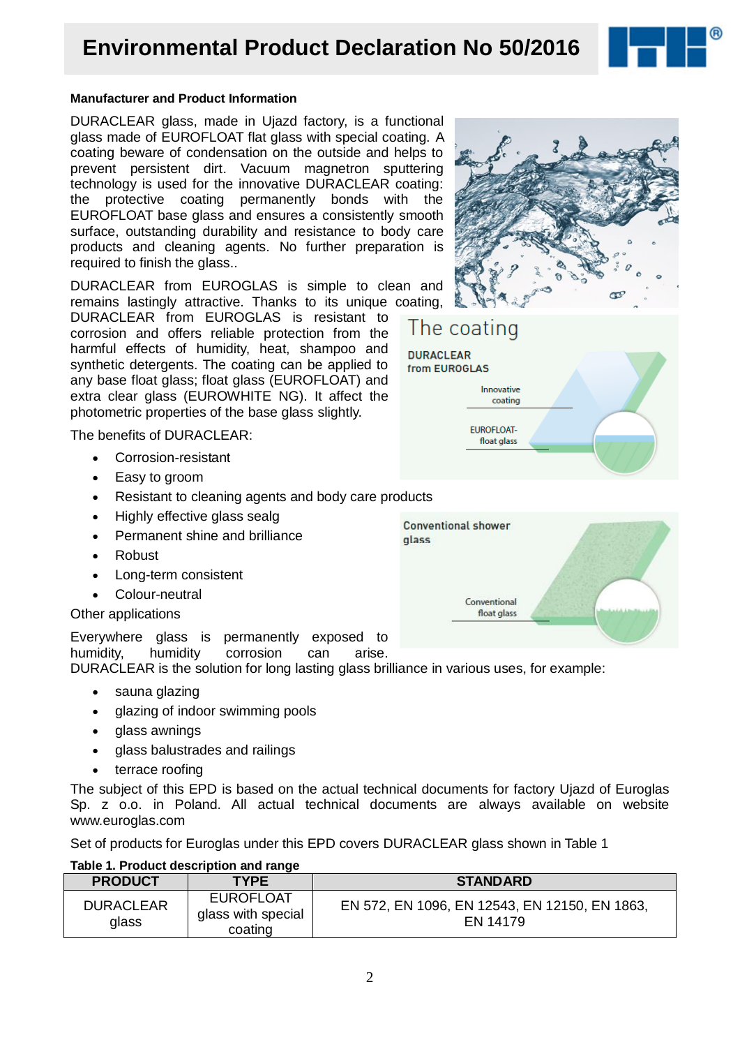# Environmental Product Declaration No 50/2016

**Manufacturer and Product Information**

DURACLEAR glass, made in Ujazd factory, is a functional glass made of EUROFLOAT flat glass with special coating. A coating beware of condensation on the outside and helps to prevent persistent dirt. Vacuum magnetron sputtering technology is used for the innovative DURACLEAR coating: the protective coating permanently bonds with the EUROFLOAT base glass and ensures a consistently smooth surface, outstanding durability and resistance to body care products and cleaning agents. No further preparation is required to finish the glass..

DURACLEAR from EUROGLAS is simple to clean and remains lastingly attractive. Thanks to its unique coating, DURACLEAR from EUROGLAS is resistant to corrosion and offers reliable protection from the harmful effects of humidity, heat, shampoo and synthetic detergents. The coating can be applied to any base float glass; float glass (EUROFLOAT) and extra clear glass (EUROWHITE NG). It affect the photometric properties of the base glass slightly.

The coating

DURACLEAR from EUROGLAS

Innovative coating

EUROFLOAT-float glass

Conventional shower glass

Conventional float glass

The benefits of DURACLEAR:

- Corrosion-resistant
- Easy to groom
- Resistant to cleaning agents and body care products
- Highly effective glass sealg
- Permanent shine and brilliance
- Robust
- Long-term consistent
- Colour-neutral

Other applications

Everywhere glass is permanently exposed to humidity, humidity corrosion can arise. DURACLEAR is the solution for long lasting glass brilliance in various uses, for example:

- sauna glazing
- glazing of indoor swimming pools
- glass awnings
- glass balustrades and railings
- terrace roofing

The subject of this EPD is based on the actual technical documents for factory Ujazd of Euroglas Sp. z o.o. in Poland. All actual technical documents are always available on website www.euroglas.com

Set of products for Euroglas under this EPD covers DURACLEAR glass shown in Table 1

**Table 1. Product description and range**

| PRODUCT | TYPE | STANDARD |
|---|---|---|
| DURACLEAR glass | EUROFLOAT glass with special coating | EN 572, EN 1096, EN 12543, EN 12150, EN 1863, EN 14179 |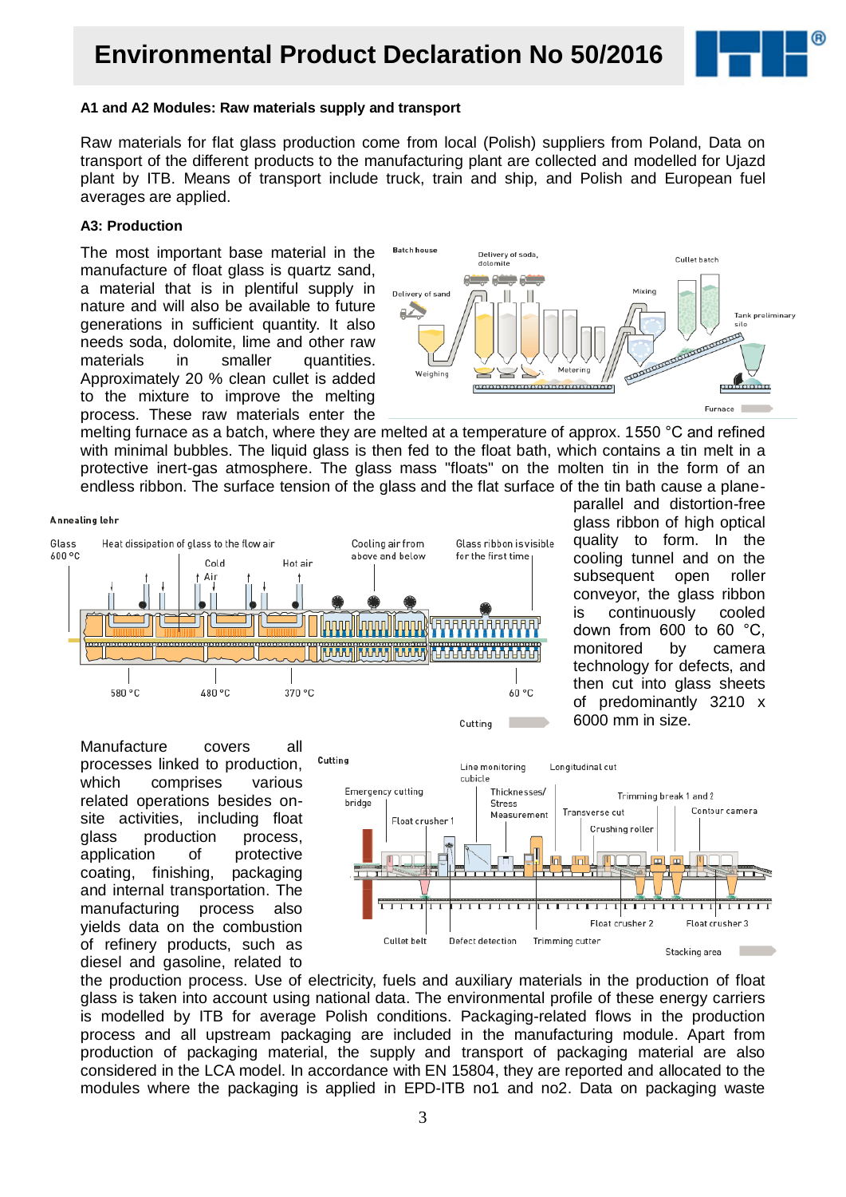# Environmental Product Declaration No 50/2016

**A1 and A2 Modules: Raw materials supply and transport**

Raw materials for flat glass production come from local (Polish) suppliers from Poland, Data on transport of the different products to the manufacturing plant are collected and modelled for Ujazd plant by ITB. Means of transport include truck, train and ship, and Polish and European fuel averages are applied.

**A3: Production**

The most important base material in the manufacture of float glass is quartz sand, a material that is in plentiful supply in nature and will also be available to future generations in sufficient quantity. It also needs soda, dolomite, lime and other raw materials in smaller quantities. Approximately 20 % clean cullet is added to the mixture to improve the melting process. These raw materials enter the melting furnace as a batch, where they are melted at a temperature of approx. 1550 °C and refined with minimal bubbles. The liquid glass is then fed to the float bath, which contains a tin melt in a protective inert-gas atmosphere. The glass mass "floats" on the molten tin in the form of an endless ribbon. The surface tension of the glass and the flat surface of the tin bath cause a plane-parallel and distortion-free glass ribbon of high optical quality to form. In the cooling tunnel and on the subsequent open roller conveyor, the glass ribbon is continuously cooled down from 600 to 60 °C, monitored by camera technology for defects, and then cut into glass sheets of predominantly 3210 x 6000 mm in size.

Manufacture covers all processes linked to production, which comprises various related operations besides on-site activities, including float glass production process, application of protective coating, finishing, packaging and internal transportation. The manufacturing process also yields data on the combustion of refinery products, such as diesel and gasoline, related to the production process. Use of electricity, fuels and auxiliary materials in the production of float glass is taken into account using national data. The environmental profile of these energy carriers is modelled by ITB for average Polish conditions. Packaging-related flows in the production process and all upstream packaging are included in the manufacturing module. Apart from production of packaging material, the supply and transport of packaging material are also considered in the LCA model. In accordance with EN 15804, they are reported and allocated to the modules where the packaging is applied in EPD-ITB no1 and no2. Data on packaging waste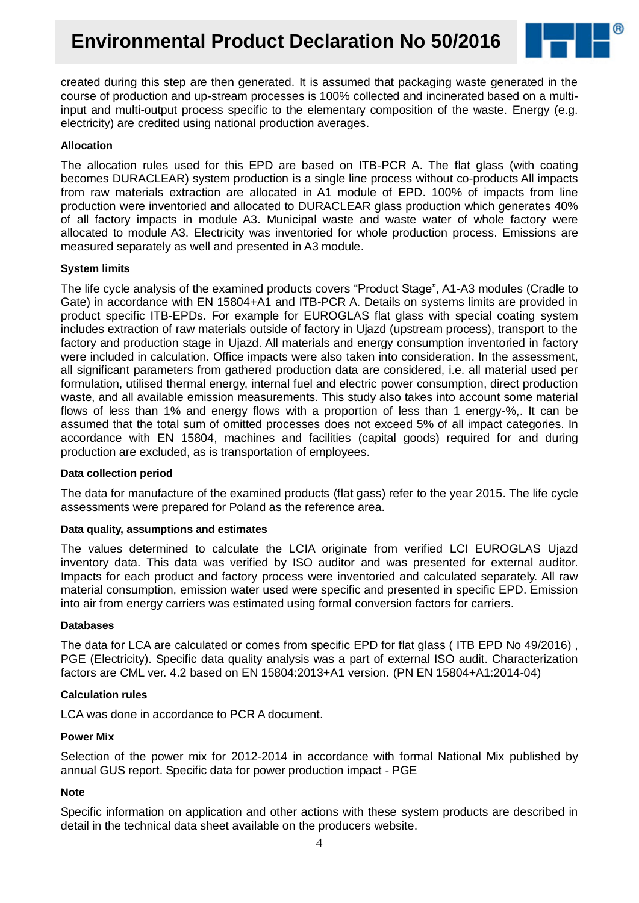created during this step are then generated. It is assumed that packaging waste generated in the course of production and up-stream processes is 100% collected and incinerated based on a multi-input and multi-output process specific to the elementary composition of the waste. Energy (e.g. electricity) are credited using national production averages.

**Allocation**

The allocation rules used for this EPD are based on ITB-PCR A. The flat glass (with coating becomes DURACLEAR) system production is a single line process without co-products All impacts from raw materials extraction are allocated in A1 module of EPD. 100% of impacts from line production were inventoried and allocated to DURACLEAR glass production which generates 40% of all factory impacts in module A3. Municipal waste and waste water of whole factory were allocated to module A3. Electricity was inventoried for whole production process. Emissions are measured separately as well and presented in A3 module.

**System limits**

The life cycle analysis of the examined products covers "Product Stage", A1-A3 modules (Cradle to Gate) in accordance with EN 15804+A1 and ITB-PCR A. Details on systems limits are provided in product specific ITB-EPDs. For example for EUROGLAS flat glass with special coating system includes extraction of raw materials outside of factory in Ujazd (upstream process), transport to the factory and production stage in Ujazd. All materials and energy consumption inventoried in factory were included in calculation. Office impacts were also taken into consideration. In the assessment, all significant parameters from gathered production data are considered, i.e. all material used per formulation, utilised thermal energy, internal fuel and electric power consumption, direct production waste, and all available emission measurements. This study also takes into account some material flows of less than 1% and energy flows with a proportion of less than 1 energy-%,. It can be assumed that the total sum of omitted processes does not exceed 5% of all impact categories. In accordance with EN 15804, machines and facilities (capital goods) required for and during production are excluded, as is transportation of employees.

**Data collection period**

The data for manufacture of the examined products (flat gass) refer to the year 2015. The life cycle assessments were prepared for Poland as the reference area.

**Data quality, assumptions and estimates**

The values determined to calculate the LCIA originate from verified LCI EUROGLAS Ujazd inventory data. This data was verified by ISO auditor and was presented for external auditor. Impacts for each product and factory process were inventoried and calculated separately. All raw material consumption, emission water used were specific and presented in specific EPD. Emission into air from energy carriers was estimated using formal conversion factors for carriers.

**Databases**

The data for LCA are calculated or comes from specific EPD for flat glass ( ITB EPD No 49/2016) , PGE (Electricity). Specific data quality analysis was a part of external ISO audit. Characterization factors are CML ver. 4.2 based on EN 15804:2013+A1 version. (PN EN 15804+A1:2014-04)

**Calculation rules**

LCA was done in accordance to PCR A document.

**Power Mix**

Selection of the power mix for 2012-2014 in accordance with formal National Mix published by annual GUS report. Specific data for power production impact - PGE

**Note**

Specific information on application and other actions with these system products are described in detail in the technical data sheet available on the producers website.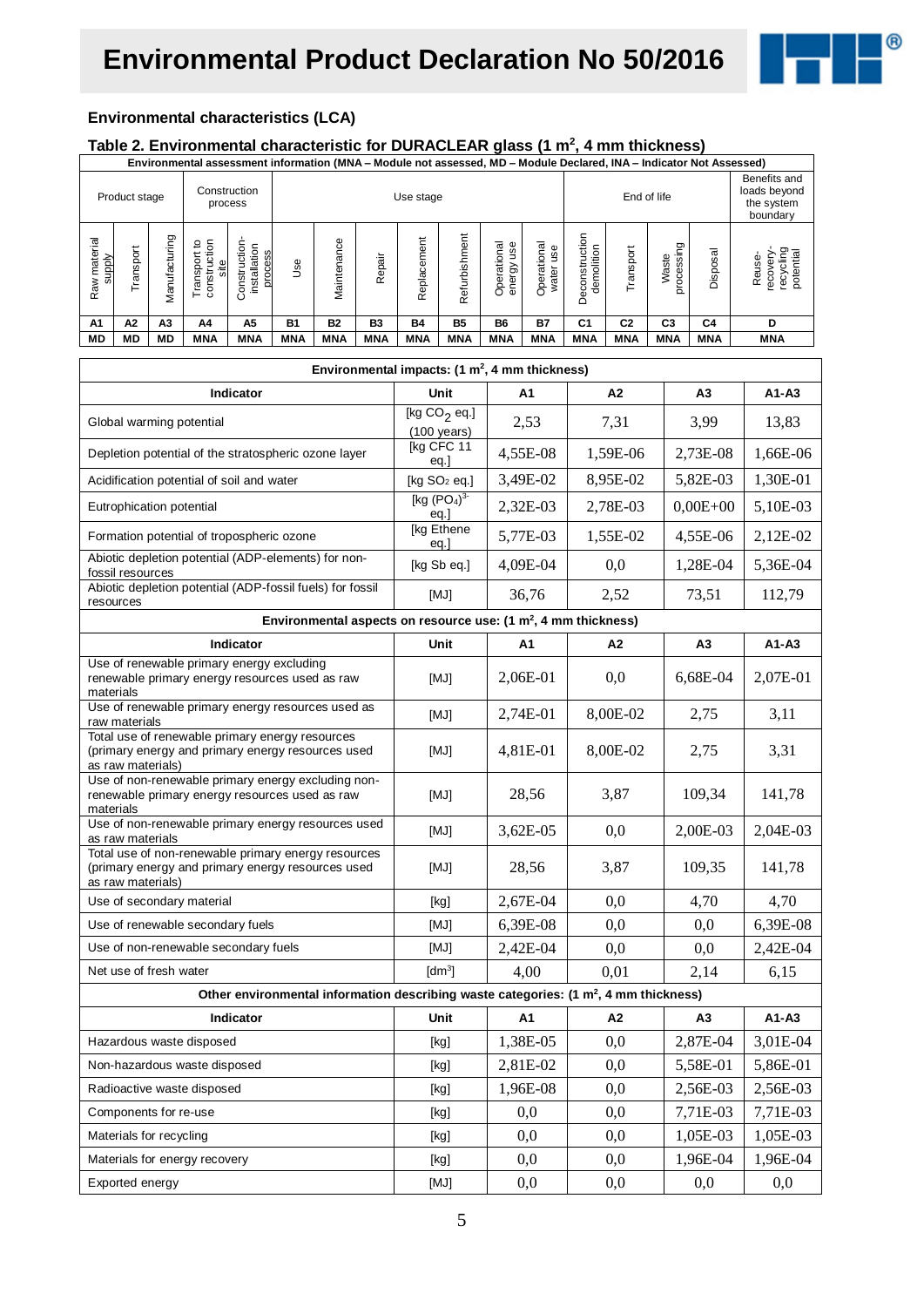# Environmental Product Declaration No 50/2016

## Environmental characteristics (LCA)

### Table 2. Environmental characteristic for DURACLEAR glass (1 $m^2$, 4 mm thickness)

| Environmental assessment information (MNA – Module not assessed, MD – Module Declared, INA – Indicator Not Assessed) | | | | | | | | | | | | | | | | |
|---|---|---|---|---|---|---|---|---|---|---|---|---|---|---|---|---|
| Product stage | | | Construction process | | Use stage | | | | | | | End of life | | | | Benefits and loads beyond the system boundary |
| Raw material supply | Transport | Manufacturing | Transport to construction site | Construction-installation process | Use | Maintenance | Repair | Replacement | Refurbishment | Operational energy use | Operational water use | Deconstruction demolition | Transport | Waste processing | Disposal | Reuse-recovery-recycling potential |
| A1 | A2 | A3 | A4 | A5 | B1 | B2 | B3 | B4 | B5 | B6 | B7 | C1 | C2 | C3 | C4 | D |
| MD | MD | MD | MNA | MNA | MNA | MNA | MNA | MNA | MNA | MNA | MNA | MNA | MNA | MNA | MNA | MNA |

| Environmental impacts: (1 $m^2$, 4 mm thickness) | | | | | |
|---|---|---|---|---|---|
| **Indicator** | **Unit** | **A1** | **A2** | **A3** | **A1-A3** |
| Global warming potential | [kg $CO_2$ eq.] (100 years) | 2,53 | 7,31 | 3,99 | 13,83 |
| Depletion potential of the stratospheric ozone layer | [kg CFC 11 eq.] | 4,55E-08 | 1,59E-06 | 2,73E-08 | 1,66E-06 |
| Acidification potential of soil and water | [kg $SO_2$ eq.] | 3,49E-02 | 8,95E-02 | 5,82E-03 | 1,30E-01 |
| Eutrophication potential | [kg $(PO_4)^{3-}$ eq.] | 2,32E-03 | 2,78E-03 | 0,00E+00 | 5,10E-03 |
| Formation potential of tropospheric ozone | [kg Ethene eq.] | 5,77E-03 | 1,55E-02 | 4,55E-06 | 2,12E-02 |
| Abiotic depletion potential (ADP-elements) for non-fossil resources | [kg Sb eq.] | 4,09E-04 | 0,0 | 1,28E-04 | 5,36E-04 |
| Abiotic depletion potential (ADP-fossil fuels) for fossil resources | [MJ] | 36,76 | 2,52 | 73,51 | 112,79 |
| **Environmental aspects on resource use: (1 $m^2$, 4 mm thickness)** | | | | | |
| **Indicator** | **Unit** | **A1** | **A2** | **A3** | **A1-A3** |
| Use of renewable primary energy excluding renewable primary energy resources used as raw materials | [MJ] | 2,06E-01 | 0,0 | 6,68E-04 | 2,07E-01 |
| Use of renewable primary energy resources used as raw materials | [MJ] | 2,74E-01 | 8,00E-02 | 2,75 | 3,11 |
| Total use of renewable primary energy resources (primary energy and primary energy resources used as raw materials) | [MJ] | 4,81E-01 | 8,00E-02 | 2,75 | 3,31 |
| Use of non-renewable primary energy excluding non-renewable primary energy resources used as raw materials | [MJ] | 28,56 | 3,87 | 109,34 | 141,78 |
| Use of non-renewable primary energy resources used as raw materials | [MJ] | 3,62E-05 | 0,0 | 2,00E-03 | 2,04E-03 |
| Total use of non-renewable primary energy resources (primary energy and primary energy resources used as raw materials) | [MJ] | 28,56 | 3,87 | 109,35 | 141,78 |
| Use of secondary material | [kg] | 2,67E-04 | 0,0 | 4,70 | 4,70 |
| Use of renewable secondary fuels | [MJ] | 6,39E-08 | 0,0 | 0,0 | 6,39E-08 |
| Use of non-renewable secondary fuels | [MJ] | 2,42E-04 | 0,0 | 0,0 | 2,42E-04 |
| Net use of fresh water | [$dm^3$] | 4,00 | 0,01 | 2,14 | 6,15 |
| **Other environmental information describing waste categories: (1 $m^2$, 4 mm thickness)** | | | | | |
| **Indicator** | **Unit** | **A1** | **A2** | **A3** | **A1-A3** |
| Hazardous waste disposed | [kg] | 1,38E-05 | 0,0 | 2,87E-04 | 3,01E-04 |
| Non-hazardous waste disposed | [kg] | 2,81E-02 | 0,0 | 5,58E-01 | 5,86E-01 |
| Radioactive waste disposed | [kg] | 1,96E-08 | 0,0 | 2,56E-03 | 2,56E-03 |
| Components for re-use | [kg] | 0,0 | 0,0 | 7,71E-03 | 7,71E-03 |
| Materials for recycling | [kg] | 0,0 | 0,0 | 1,05E-03 | 1,05E-03 |
| Materials for energy recovery | [kg] | 0,0 | 0,0 | 1,96E-04 | 1,96E-04 |
| Exported energy | [MJ] | 0,0 | 0,0 | 0,0 | 0,0 |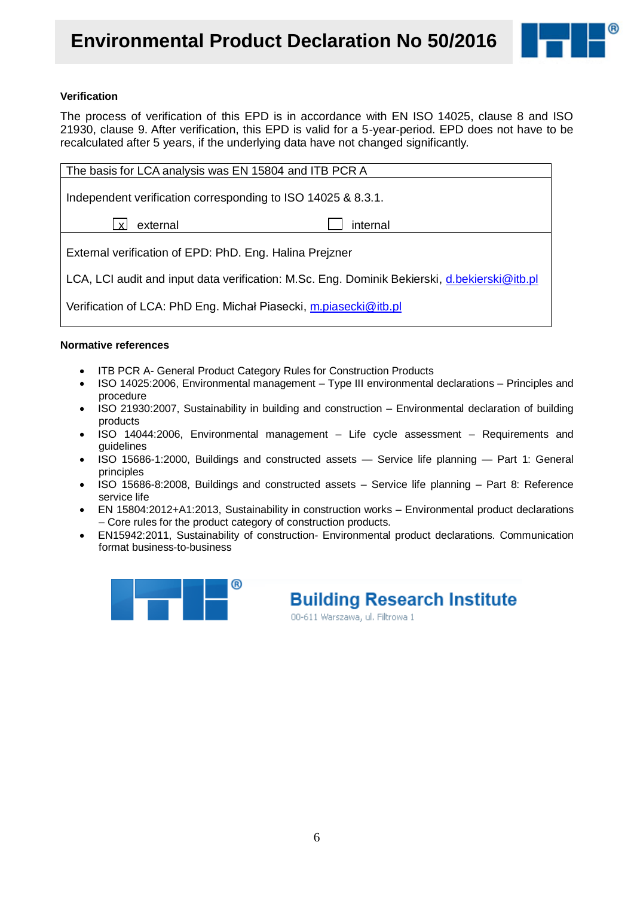**Verification**

The process of verification of this EPD is in accordance with EN ISO 14025, clause 8 and ISO 21930, clause 9. After verification, this EPD is valid for a 5-year-period. EPD does not have to be recalculated after 5 years, if the underlying data have not changed significantly.

| The basis for LCA analysis was EN 15804 and ITB PCR A | |
|---|---|
| Independent verification corresponding to ISO 14025 & 8.3.1. | |
| [x] external | [ ] internal |
| External verification of EPD: PhD. Eng. Halina Prejzner<br><br>LCA, LCI audit and input data verification: M.Sc. Eng. Dominik Bekierski, d.bekierski@itb.pl<br><br>Verification of LCA: PhD Eng. Michał Piasecki, m.piasecki@itb.pl | |

**Normative references**

- ITB PCR A- General Product Category Rules for Construction Products
- ISO 14025:2006, Environmental management – Type III environmental declarations – Principles and procedure
- ISO 21930:2007, Sustainability in building and construction – Environmental declaration of building products
- ISO 14044:2006, Environmental management – Life cycle assessment – Requirements and guidelines
- ISO 15686-1:2000, Buildings and constructed assets — Service life planning — Part 1: General principles
- ISO 15686-8:2008, Buildings and constructed assets – Service life planning – Part 8: Reference service life
- EN 15804:2012+A1:2013, Sustainability in construction works – Environmental product declarations – Core rules for the product category of construction products.
- EN15942:2011, Sustainability of construction- Environmental product declarations. Communication format business-to-business

**Building Research Institute**
00-611 Warszawa, ul. Filtrowa 1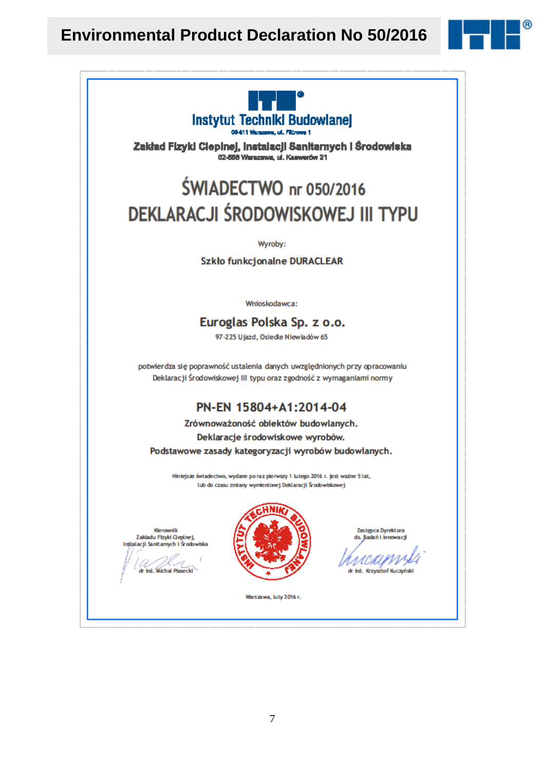Instytut Techniki Budowlanej

00-611 Warszawa, ul. Filtrowa 1

**Zakład Fizyki Cieplnej, Instalacji Sanitarnych i Środowiska**

02-656 Warszawa, ul. Ksawerów 21

# ŚWIADECTWO nr 050/2016

# DEKLARACJI ŚRODOWISKOWEJ III TYPU

Wyroby:

**Szkło funkcjonalne DURACLEAR**

Wnioskodawca:

**Euroglas Polska Sp. z o.o.**

97-225 Ujazd, Osiedle Niewiadów 65

potwierdza się poprawność ustalenia danych uwzględnionych przy opracowaniu Deklaracji Środowiskowej III typu oraz zgodność z wymaganiami normy

## PN-EN 15804+A1:2014-04

**Zrównoważoność obiektów budowlanych.**

**Deklaracje środowiskowe wyrobów.**

**Podstawowe zasady kategoryzacji wyrobów budowlanych.**

Niniejsze świadectwo, wydane po raz pierwszy 1 lutego 2016 r. jest ważne 5 lat, lub do czasu zmiany wymienionej Deklaracji Środowiskowej

Kierownik
Zakładu Fizyki Cieplnej,
Instalacji Sanitarnych i Środowiska

dr inż. Michał Piasecki

INSTYTUT TECHNIKI BUDOWLANEJ

Zastępca Dyrektora
ds. Badań i Innowacji

dr inż. Krzysztof Kuczyński

Warszawa, luty 2016 r.